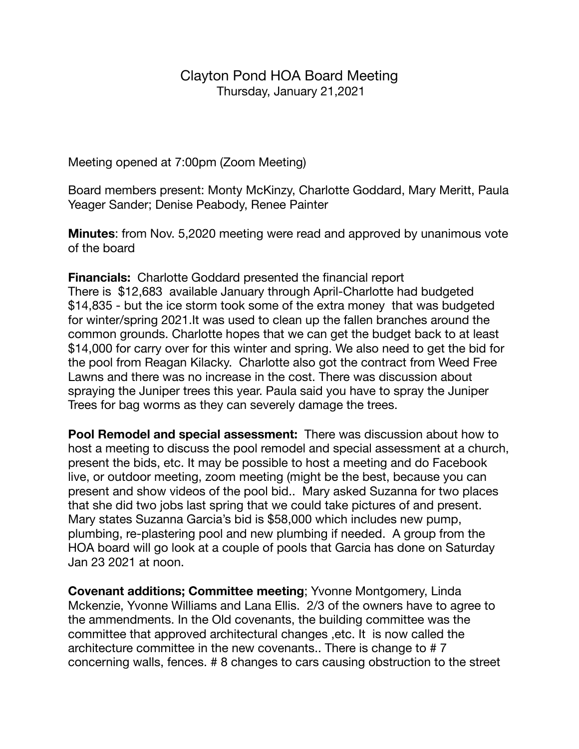# Clayton Pond HOA Board Meeting

Thursday, January 21,2021

Meeting opened at 7:00pm (Zoom Meeting)

Board members present: Monty McKinzy, Charlotte Goddard, Mary Meritt, Paula Yeager Sander; Denise Peabody, Renee Painter

**Minutes**: from Nov. 5,2020 meeting were read and approved by unanimous vote of the board

**Financials:** Charlotte Goddard presented the financial report There is \$12,683 available January through April-Charlotte had budgeted \$14,835 - but the ice storm took some of the extra money that was budgeted for winter/spring 2021.It was used to clean up the fallen branches around the common grounds. Charlotte hopes that we can get the budget back to at least \$14,000 for carry over for this winter and spring. We also need to get the bid for the pool from Reagan Kilacky. Charlotte also got the contract from Weed Free Lawns and there was no increase in the cost. There was discussion about spraying the Juniper trees this year. Paula said you have to spray the Juniper Trees for bag worms as they can severely damage the trees.

**Pool Remodel and special assessment:** There was discussion about how to host a meeting to discuss the pool remodel and special assessment at a church, present the bids, etc. It may be possible to host a meeting and do Facebook live, or outdoor meeting, zoom meeting (might be the best, because you can present and show videos of the pool bid.. Mary asked Suzanna for two places that she did two jobs last spring that we could take pictures of and present. Mary states Suzanna Garcia's bid is \$58,000 which includes new pump, plumbing, re-plastering pool and new plumbing if needed. A group from the HOA board will go look at a couple of pools that Garcia has done on Saturday Jan 23 2021 at noon.

**Covenant additions; Committee meeting**; Yvonne Montgomery, Linda Mckenzie, Yvonne Williams and Lana Ellis. 2/3 of the owners have to agree to the ammendments. In the Old covenants, the building committee was the committee that approved architectural changes ,etc. It is now called the architecture committee in the new covenants.. There is change to # 7 concerning walls, fences. # 8 changes to cars causing obstruction to the street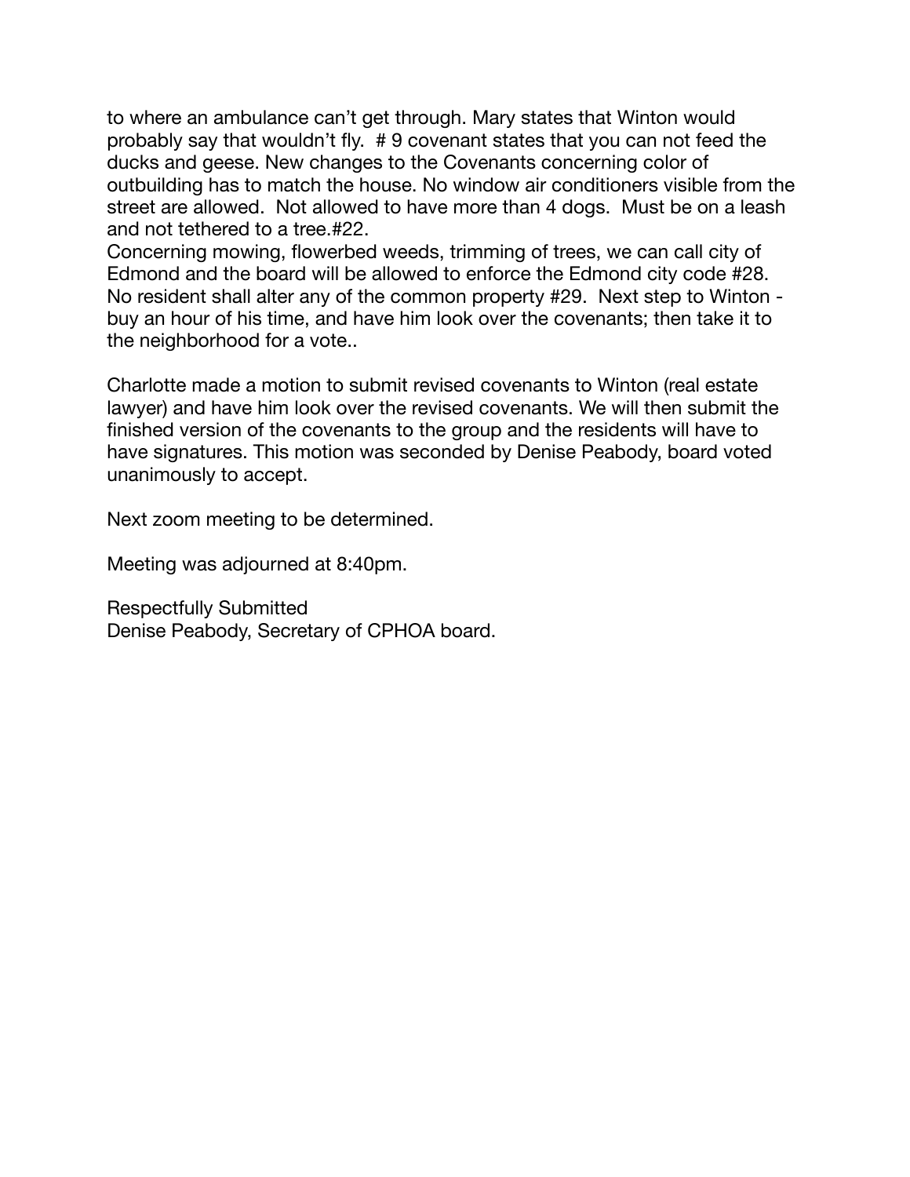to where an ambulance can't get through. Mary states that Winton would probably say that wouldn't fly.  # 9 covenant states that you can not feed the ducks and geese. New changes to the Covenants concerning color of outbuilding has to match the house. No window air conditioners visible from the street are allowed.  Not allowed to have more than 4 dogs.  Must be on a leash and not tethered to a tree.#22.
Concerning mowing, flowerbed weeds, trimming of trees, we can call city of Edmond and the board will be allowed to enforce the Edmond city code #28. No resident shall alter any of the common property #29.  Next step to Winton - buy an hour of his time, and have him look over the covenants; then take it to the neighborhood for a vote..

Charlotte made a motion to submit revised covenants to Winton (real estate lawyer) and have him look over the revised covenants. We will then submit the finished version of the covenants to the group and the residents will have to have signatures. This motion was seconded by Denise Peabody, board voted unanimously to accept.

Next zoom meeting to be determined.

Meeting was adjourned at 8:40pm.

Respectfully Submitted
Denise Peabody, Secretary of CPHOA board.